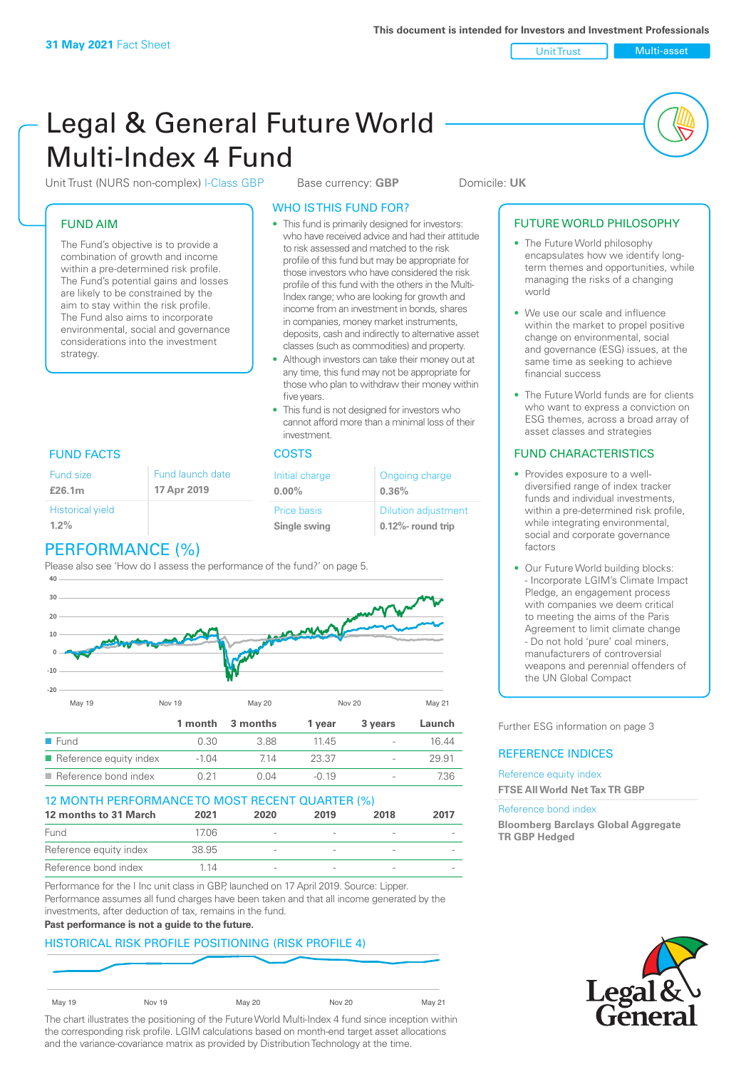**31 May 2021** Fact Sheet

**This document is intended for Investors and Investment Professionals**

Unit Trust | Multi-asset

# Legal & General Future World Multi-Index 4 Fund

Unit Trust (NURS non-complex) I-Class GBP    Base currency: **GBP**    Domicile: **UK**

## FUND AIM

The Fund's objective is to provide a combination of growth and income within a pre-determined risk profile. The Fund's potential gains and losses are likely to be constrained by the aim to stay within the risk profile. The Fund also aims to incorporate environmental, social and governance considerations into the investment strategy.

## WHO IS THIS FUND FOR?

- This fund is primarily designed for investors: who have received advice and had their attitude to risk assessed and matched to the risk profile of this fund but may be appropriate for those investors who have considered the risk profile of this fund with the others in the Multi-Index range; who are looking for growth and income from an investment in bonds, shares in companies, money market instruments, deposits, cash and indirectly to alternative asset classes (such as commodities) and property.
- Although investors can take their money out at any time, this fund may not be appropriate for those who plan to withdraw their money within five years.
- This fund is not designed for investors who cannot afford more than a minimal loss of their investment.

## FUTURE WORLD PHILOSOPHY

- The Future World philosophy encapsulates how we identify long-term themes and opportunities, while managing the risks of a changing world
- We use our scale and influence within the market to propel positive change on environmental, social and governance (ESG) issues, at the same time as seeking to achieve financial success
- The Future World funds are for clients who want to express a conviction on ESG themes, across a broad array of asset classes and strategies

## FUND FACTS

| Fund size | Fund launch date |
|---|---|
| **£26.1m** | **17 Apr 2019** |
| Historical yield | |
| **1.2%** | |

## COSTS

| Initial charge | Ongoing charge |
|---|---|
| **0.00%** | **0.36%** |
| Price basis | Dilution adjustment |
| **Single swing** | **0.12%- round trip** |

## FUND CHARACTERISTICS

- Provides exposure to a well-diversified range of index tracker funds and individual investments, within a pre-determined risk profile, while integrating environmental, social and corporate governance factors
- Our Future World building blocks:
  - Incorporate LGIM's Climate Impact Pledge, an engagement process with companies we deem critical to meeting the aims of the Paris Agreement to limit climate change
  - Do not hold 'pure' coal miners, manufacturers of controversial weapons and perennial offenders of the UN Global Compact

Further ESG information on page 3

## PERFORMANCE (%)

Please also see 'How do I assess the performance of the fund?' on page 5.

| | 1 month | 3 months | 1 year | 3 years | Launch |
|---|---|---|---|---|---|
| Fund | 0.30 | 3.88 | 11.45 | - | 16.44 |
| Reference equity index | -1.04 | 7.14 | 23.37 | - | 29.91 |
| Reference bond index | 0.21 | 0.04 | -0.19 | - | 7.36 |

## REFERENCE INDICES

Reference equity index
**FTSE All World Net Tax TR GBP**

Reference bond index
**Bloomberg Barclays Global Aggregate TR GBP Hedged**

## 12 MONTH PERFORMANCE TO MOST RECENT QUARTER (%)

| 12 months to 31 March | 2021 | 2020 | 2019 | 2018 | 2017 |
|---|---|---|---|---|---|
| Fund | 17.06 | - | - | - | - |
| Reference equity index | 38.95 | - | - | - | - |
| Reference bond index | 1.14 | - | - | - | - |

Performance for the I Inc unit class in GBP, launched on 17 April 2019. Source: Lipper. Performance assumes all fund charges have been taken and that all income generated by the investments, after deduction of tax, remains in the fund.
**Past performance is not a guide to the future.**

## HISTORICAL RISK PROFILE POSITIONING (RISK PROFILE 4)

The chart illustrates the positioning of the Future World Multi-Index 4 fund since inception within the corresponding risk profile. LGIM calculations based on month-end target asset allocations and the variance-covariance matrix as provided by Distribution Technology at the time.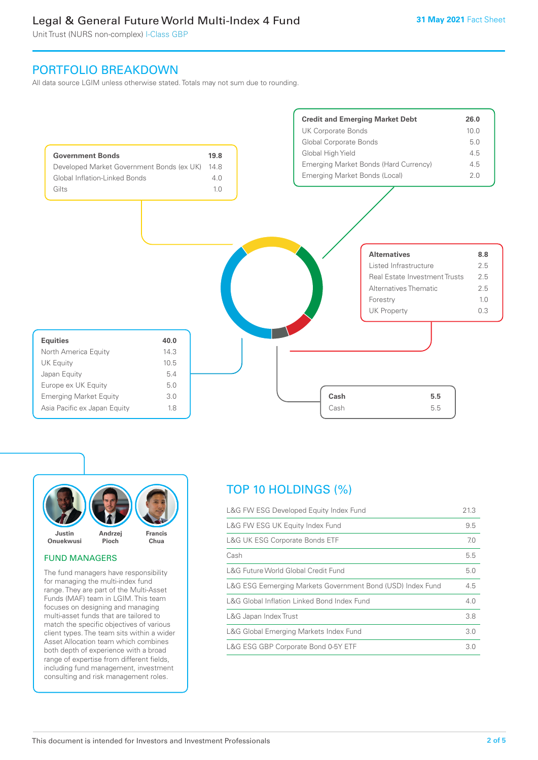## PORTFOLIO BREAKDOWN

All data source LGIM unless otherwise stated. Totals may not sum due to rounding.

| **Government Bonds** | **19.8** |
|---|---|
| Developed Market Government Bonds (ex UK) | 14.8 |
| Global Inflation-Linked Bonds | 4.0 |
| Gilts | 1.0 |

| **Credit and Emerging Market Debt** | **26.0** |
|---|---|
| UK Corporate Bonds | 10.0 |
| Global Corporate Bonds | 5.0 |
| Global High Yield | 4.5 |
| Emerging Market Bonds (Hard Currency) | 4.5 |
| Emerging Market Bonds (Local) | 2.0 |

| **Alternatives** | **8.8** |
|---|---|
| Listed Infrastructure | 2.5 |
| Real Estate Investment Trusts | 2.5 |
| Alternatives Thematic | 2.5 |
| Forestry | 1.0 |
| UK Property | 0.3 |

| **Equities** | **40.0** |
|---|---|
| North America Equity | 14.3 |
| UK Equity | 10.5 |
| Japan Equity | 5.4 |
| Europe ex UK Equity | 5.0 |
| Emerging Market Equity | 3.0 |
| Asia Pacific ex Japan Equity | 1.8 |

| **Cash** | **5.5** |
|---|---|
| Cash | 5.5 |

**Justin Onuekwusi** **Andrzej Pioch** **Francis Chua**

### FUND MANAGERS

The fund managers have responsibility for managing the multi-index fund range. They are part of the Multi-Asset Funds (MAF) team in LGIM. This team focuses on designing and managing multi-asset funds that are tailored to match the specific objectives of various client types. The team sits within a wider Asset Allocation team which combines both depth of experience with a broad range of expertise from different fields, including fund management, investment consulting and risk management roles.

## TOP 10 HOLDINGS (%)

| Holding | % |
|---|---|
| L&G FW ESG Developed Equity Index Fund | 21.3 |
| L&G FW ESG UK Equity Index Fund | 9.5 |
| L&G UK ESG Corporate Bonds ETF | 7.0 |
| Cash | 5.5 |
| L&G Future World Global Credit Fund | 5.0 |
| L&G ESG Eemerging Markets Government Bond (USD) Index Fund | 4.5 |
| L&G Global Inflation Linked Bond Index Fund | 4.0 |
| L&G Japan Index Trust | 3.8 |
| L&G Global Emerging Markets Index Fund | 3.0 |
| L&G ESG GBP Corporate Bond 0-5Y ETF | 3.0 |

This document is intended for Investors and Investment Professionals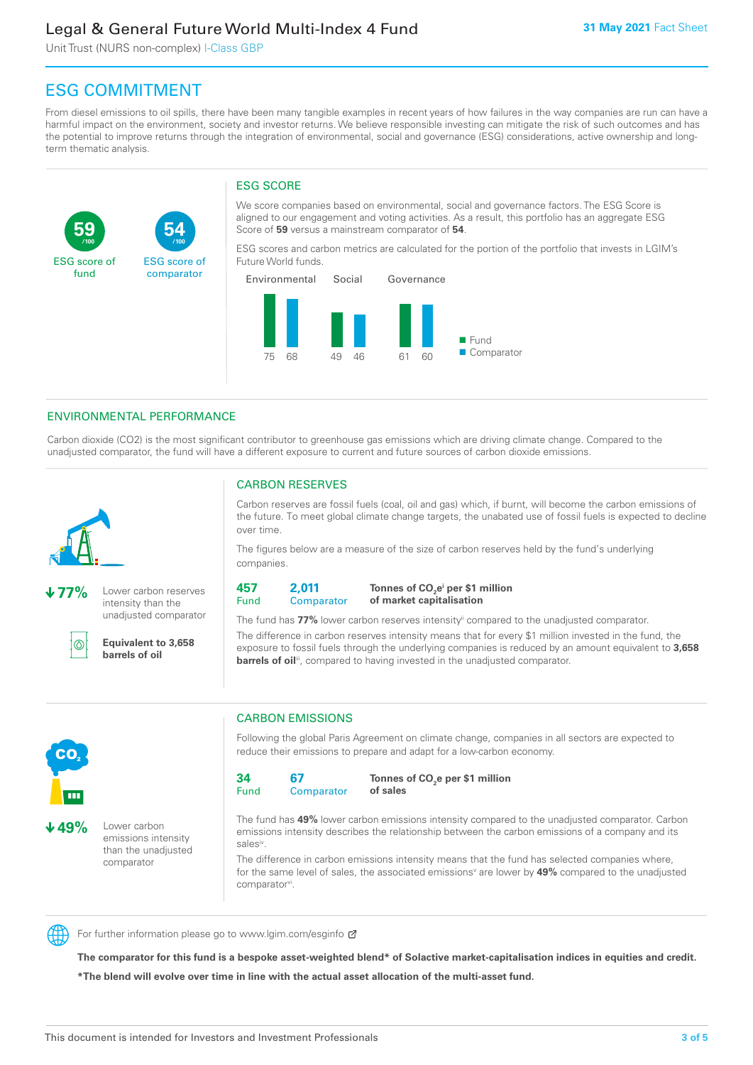# ESG COMMITMENT

From diesel emissions to oil spills, there have been many tangible examples in recent years of how failures in the way companies are run can have a harmful impact on the environment, society and investor returns. We believe responsible investing can mitigate the risk of such outcomes and has the potential to improve returns through the integration of environmental, social and governance (ESG) considerations, active ownership and long-term thematic analysis.

**59** /100 ESG score of fund

**54** /100 ESG score of comparator

## ESG SCORE

We score companies based on environmental, social and governance factors. The ESG Score is aligned to our engagement and voting activities. As a result, this portfolio has an aggregate ESG Score of **59** versus a mainstream comparator of **54**.

ESG scores and carbon metrics are calculated for the portion of the portfolio that invests in LGIM's Future World funds.

| | Environmental | Social | Governance |
|---|---|---|---|
| Fund | 75 | 49 | 61 |
| Comparator | 68 | 46 | 60 |

## ENVIRONMENTAL PERFORMANCE

Carbon dioxide (CO2) is the most significant contributor to greenhouse gas emissions which are driving climate change. Compared to the unadjusted comparator, the fund will have a different exposure to current and future sources of carbon dioxide emissions.

**↓77%** Lower carbon reserves intensity than the unadjusted comparator

**Equivalent to 3,658 barrels of oil**

### CARBON RESERVES

Carbon reserves are fossil fuels (coal, oil and gas) which, if burnt, will become the carbon emissions of the future. To meet global climate change targets, the unabated use of fossil fuels is expected to decline over time.

The figures below are a measure of the size of carbon reserves held by the fund's underlying companies.

**457** Fund | **2,011** Comparator | **Tonnes of $CO_2e$[i] per $1 million of market capitalisation**

The fund has **77%** lower carbon reserves intensity[ii] compared to the unadjusted comparator.

The difference in carbon reserves intensity means that for every $1 million invested in the fund, the exposure to fossil fuels through the underlying companies is reduced by an amount equivalent to **3,658 barrels of oil**[iii], compared to having invested in the unadjusted comparator.

**↓49%** Lower carbon emissions intensity than the unadjusted comparator

### CARBON EMISSIONS

Following the global Paris Agreement on climate change, companies in all sectors are expected to reduce their emissions to prepare and adapt for a low-carbon economy.

**34** Fund | **67** Comparator | **Tonnes of $CO_2e$ per $1 million of sales**

The fund has **49%** lower carbon emissions intensity compared to the unadjusted comparator. Carbon emissions intensity describes the relationship between the carbon emissions of a company and its sales[iv].

The difference in carbon emissions intensity means that the fund has selected companies where, for the same level of sales, the associated emissions[v] are lower by **49%** compared to the unadjusted comparator[vi].

For further information please go to www.lgim.com/esginfo

**The comparator for this fund is a bespoke asset-weighted blend* of Solactive market-capitalisation indices in equities and credit.**

***The blend will evolve over time in line with the actual asset allocation of the multi-asset fund.**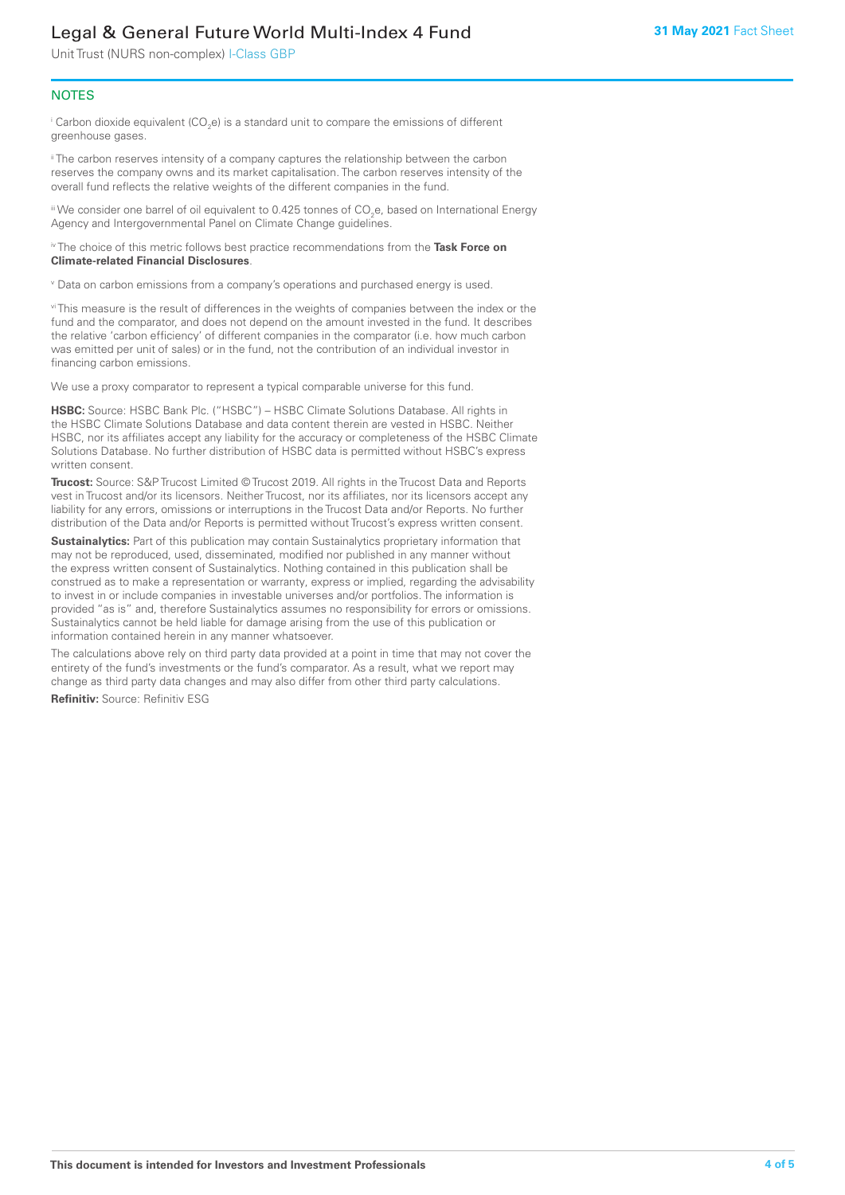## NOTES

[i] Carbon dioxide equivalent ($CO_2e$) is a standard unit to compare the emissions of different greenhouse gases.

[ii] The carbon reserves intensity of a company captures the relationship between the carbon reserves the company owns and its market capitalisation. The carbon reserves intensity of the overall fund reflects the relative weights of the different companies in the fund.

[iii] We consider one barrel of oil equivalent to 0.425 tonnes of $CO_2e$, based on International Energy Agency and Intergovernmental Panel on Climate Change guidelines.

[iv] The choice of this metric follows best practice recommendations from the **Task Force on Climate-related Financial Disclosures**.

[v] Data on carbon emissions from a company's operations and purchased energy is used.

[vi] This measure is the result of differences in the weights of companies between the index or the fund and the comparator, and does not depend on the amount invested in the fund. It describes the relative 'carbon efficiency' of different companies in the comparator (i.e. how much carbon was emitted per unit of sales) or in the fund, not the contribution of an individual investor in financing carbon emissions.

We use a proxy comparator to represent a typical comparable universe for this fund.

**HSBC:** Source: HSBC Bank Plc. ("HSBC") – HSBC Climate Solutions Database. All rights in the HSBC Climate Solutions Database and data content therein are vested in HSBC. Neither HSBC, nor its affiliates accept any liability for the accuracy or completeness of the HSBC Climate Solutions Database. No further distribution of HSBC data is permitted without HSBC's express written consent.

**Trucost:** Source: S&P Trucost Limited © Trucost 2019. All rights in the Trucost Data and Reports vest in Trucost and/or its licensors. Neither Trucost, nor its affiliates, nor its licensors accept any liability for any errors, omissions or interruptions in the Trucost Data and/or Reports. No further distribution of the Data and/or Reports is permitted without Trucost's express written consent.

**Sustainalytics:** Part of this publication may contain Sustainalytics proprietary information that may not be reproduced, used, disseminated, modified nor published in any manner without the express written consent of Sustainalytics. Nothing contained in this publication shall be construed as to make a representation or warranty, express or implied, regarding the advisability to invest in or include companies in investable universes and/or portfolios. The information is provided "as is" and, therefore Sustainalytics assumes no responsibility for errors or omissions. Sustainalytics cannot be held liable for damage arising from the use of this publication or information contained herein in any manner whatsoever.

The calculations above rely on third party data provided at a point in time that may not cover the entirety of the fund's investments or the fund's comparator. As a result, what we report may change as third party data changes and may also differ from other third party calculations.

**Refinitiv:** Source: Refinitiv ESG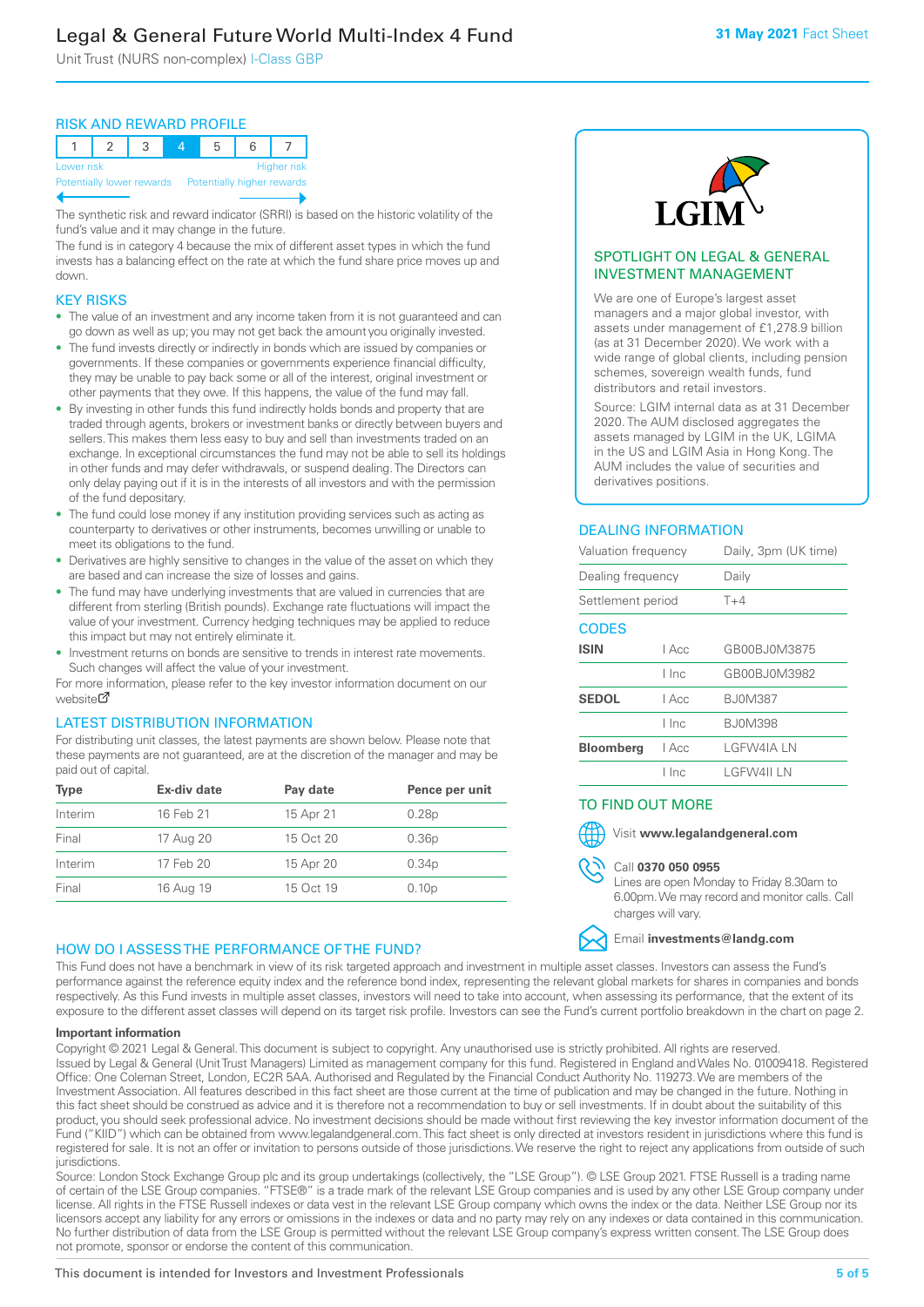# Legal & General Future World Multi-Index 4 Fund

Unit Trust (NURS non-complex) I-Class GBP

31 May 2021 Fact Sheet

## RISK AND REWARD PROFILE

| 1 | 2 | 3 | 4 | 5 | 6 | 7 |
|---|---|---|---|---|---|---|

Lower risk — Higher risk

Potentially lower rewards — Potentially higher rewards

The synthetic risk and reward indicator (SRRI) is based on the historic volatility of the fund's value and it may change in the future.

The fund is in category 4 because the mix of different asset types in which the fund invests has a balancing effect on the rate at which the fund share price moves up and down.

## KEY RISKS

- The value of an investment and any income taken from it is not guaranteed and can go down as well as up; you may not get back the amount you originally invested.
- The fund invests directly or indirectly in bonds which are issued by companies or governments. If these companies or governments experience financial difficulty, they may be unable to pay back some or all of the interest, original investment or other payments that they owe. If this happens, the value of the fund may fall.
- By investing in other funds this fund indirectly holds bonds and property that are traded through agents, brokers or investment banks or directly between buyers and sellers. This makes them less easy to buy and sell than investments traded on an exchange. In exceptional circumstances the fund may not be able to sell its holdings in other funds and may defer withdrawals, or suspend dealing. The Directors can only delay paying out if it is in the interests of all investors and with the permission of the fund depositary.
- The fund could lose money if any institution providing services such as acting as counterparty to derivatives or other instruments, becomes unwilling or unable to meet its obligations to the fund.
- Derivatives are highly sensitive to changes in the value of the asset on which they are based and can increase the size of losses and gains.
- The fund may have underlying investments that are valued in currencies that are different from sterling (British pounds). Exchange rate fluctuations will impact the value of your investment. Currency hedging techniques may be applied to reduce this impact but may not entirely eliminate it.
- Investment returns on bonds are sensitive to trends in interest rate movements. Such changes will affect the value of your investment.

For more information, please refer to the key investor information document on our website

## LATEST DISTRIBUTION INFORMATION

For distributing unit classes, the latest payments are shown below. Please note that these payments are not guaranteed, are at the discretion of the manager and may be paid out of capital.

| Type | Ex-div date | Pay date | Pence per unit |
|---|---|---|---|
| Interim | 16 Feb 21 | 15 Apr 21 | 0.28p |
| Final | 17 Aug 20 | 15 Oct 20 | 0.36p |
| Interim | 17 Feb 20 | 15 Apr 20 | 0.34p |
| Final | 16 Aug 19 | 15 Oct 19 | 0.10p |

## SPOTLIGHT ON LEGAL & GENERAL INVESTMENT MANAGEMENT

We are one of Europe's largest asset managers and a major global investor, with assets under management of £1,278.9 billion (as at 31 December 2020). We work with a wide range of global clients, including pension schemes, sovereign wealth funds, fund distributors and retail investors.

Source: LGIM internal data as at 31 December 2020. The AUM disclosed aggregates the assets managed by LGIM in the UK, LGIMA in the US and LGIM Asia in Hong Kong. The AUM includes the value of securities and derivatives positions.

## DEALING INFORMATION

| | |
|---|---|
| Valuation frequency | Daily, 3pm (UK time) |
| Dealing frequency | Daily |
| Settlement period | T+4 |

## CODES

| | | |
|---|---|---|
| **ISIN** | I Acc | GB00BJ0M3875 |
| | I Inc | GB00BJ0M3982 |
| **SEDOL** | I Acc | BJ0M387 |
| | I Inc | BJ0M398 |
| **Bloomberg** | I Acc | LGFW4IA LN |
| | I Inc | LGFW4II LN |

## TO FIND OUT MORE

Visit **www.legalandgeneral.com**

Call **0370 050 0955**
Lines are open Monday to Friday 8.30am to 6.00pm. We may record and monitor calls. Call charges will vary.

Email **investments@landg.com**

## HOW DO I ASSESS THE PERFORMANCE OF THE FUND?

This Fund does not have a benchmark in view of its risk targeted approach and investment in multiple asset classes. Investors can assess the Fund's performance against the reference equity index and the reference bond index, representing the relevant global markets for shares in companies and bonds respectively. As this Fund invests in multiple asset classes, investors will need to take into account, when assessing its performance, that the extent of its exposure to the different asset classes will depend on its target risk profile. Investors can see the Fund's current portfolio breakdown in the chart on page 2.

### Important information

Copyright © 2021 Legal & General. This document is subject to copyright. Any unauthorised use is strictly prohibited. All rights are reserved. Issued by Legal & General (Unit Trust Managers) Limited as management company for this fund. Registered in England and Wales No. 01009418. Registered Office: One Coleman Street, London, EC2R 5AA. Authorised and Regulated by the Financial Conduct Authority No. 119273. We are members of the Investment Association. All features described in this fact sheet are those current at the time of publication and may be changed in the future. Nothing in this fact sheet should be construed as advice and it is therefore not a recommendation to buy or sell investments. If in doubt about the suitability of this product, you should seek professional advice. No investment decisions should be made without first reviewing the key investor information document of the Fund ("KIID") which can be obtained from www.legalandgeneral.com. This fact sheet is only directed at investors resident in jurisdictions where this fund is registered for sale. It is not an offer or invitation to persons outside of those jurisdictions. We reserve the right to reject any applications from outside of such jurisdictions.

Source: London Stock Exchange Group plc and its group undertakings (collectively, the "LSE Group"). © LSE Group 2021. FTSE Russell is a trading name of certain of the LSE Group companies. "FTSE®" is a trade mark of the relevant LSE Group companies and is used by any other LSE Group company under license. All rights in the FTSE Russell indexes or data vest in the relevant LSE Group company which owns the index or the data. Neither LSE Group nor its licensors accept any liability for any errors or omissions in the indexes or data and no party may rely on any indexes or data contained in this communication. No further distribution of data from the LSE Group is permitted without the relevant LSE Group company's express written consent. The LSE Group does not promote, sponsor or endorse the content of this communication.

This document is intended for Investors and Investment Professionals